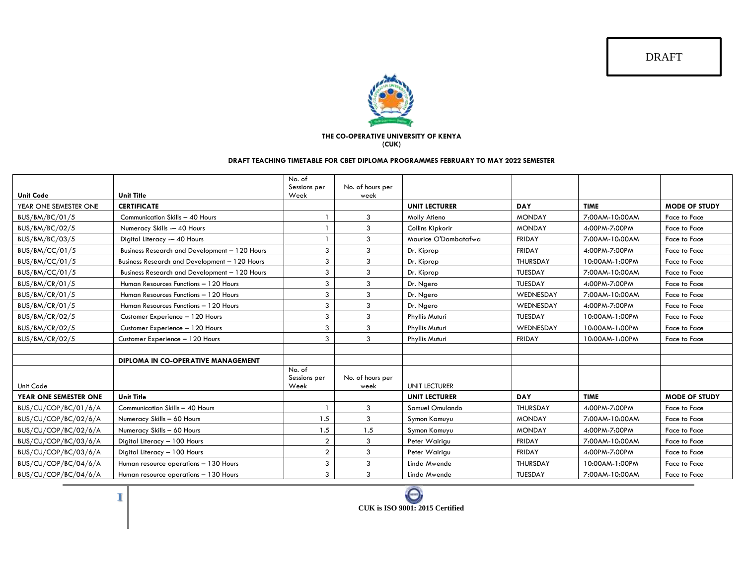DRAFT

**THE CO-OPERATIVE UNIVERSITY OF KENYA**
**(CUK)**

**DRAFT TEACHING TIMETABLE FOR CBET DIPLOMA PROGRAMMES FEBRUARY TO MAY 2022 SEMESTER**

| Unit Code | Unit Title | No. of Sessions per Week | No. of hours per week | | | | |
|---|---|---|---|---|---|---|---|
| YEAR ONE SEMESTER ONE | **CERTIFICATE** | | | **UNIT LECTURER** | **DAY** | **TIME** | **MODE OF STUDY** |
| BUS/BM/BC/01/5 | Communication Skills – 40 Hours | 1 | 3 | Molly Atieno | MONDAY | 7:00AM-10:00AM | Face to Face |
| BUS/BM/BC/02/5 | Numeracy Skills -– 40 Hours | 1 | 3 | Collins Kipkorir | MONDAY | 4:00PM-7:00PM | Face to Face |
| BUS/BM/BC/03/5 | Digital Literacy -– 40 Hours | 1 | 3 | Maurice O'Dambatafwa | FRIDAY | 7:00AM-10:00AM | Face to Face |
| BUS/BM/CC/01/5 | Business Research and Development – 120 Hours | 3 | 3 | Dr. Kiprop | FRIDAY | 4:00PM-7:00PM | Face to Face |
| BUS/BM/CC/01/5 | Business Research and Development – 120 Hours | 3 | 3 | Dr. Kiprop | THURSDAY | 10:00AM-1:00PM | Face to Face |
| BUS/BM/CC/01/5 | Business Research and Development – 120 Hours | 3 | 3 | Dr. Kiprop | TUESDAY | 7:00AM-10:00AM | Face to Face |
| BUS/BM/CR/01/5 | Human Resources Functions – 120 Hours | 3 | 3 | Dr. Ngero | TUESDAY | 4:00PM-7:00PM | Face to Face |
| BUS/BM/CR/01/5 | Human Resources Functions – 120 Hours | 3 | 3 | Dr. Ngero | WEDNESDAY | 7:00AM-10:00AM | Face to Face |
| BUS/BM/CR/01/5 | Human Resources Functions – 120 Hours | 3 | 3 | Dr. Ngero | WEDNESDAY | 4:00PM-7:00PM | Face to Face |
| BUS/BM/CR/02/5 | Customer Experience – 120 Hours | 3 | 3 | Phyllis Muturi | TUESDAY | 10:00AM-1:00PM | Face to Face |
| BUS/BM/CR/02/5 | Customer Experience – 120 Hours | 3 | 3 | Phyllis Muturi | WEDNESDAY | 10:00AM-1:00PM | Face to Face |
| BUS/BM/CR/02/5 | Customer Experience – 120 Hours | 3 | 3 | Phyllis Muturi | FRIDAY | 10:00AM-1:00PM | Face to Face |
| | | | | | | | |
| | **DIPLOMA IN CO-OPERATIVE MANAGEMENT** | | | | | | |
| Unit Code | | No. of Sessions per Week | No. of hours per week | UNIT LECTURER | | | |
| **YEAR ONE SEMESTER ONE** | **Unit Title** | | | **UNIT LECTURER** | **DAY** | **TIME** | **MODE OF STUDY** |
| BUS/CU/COP/BC/01/6/A | Communication Skills – 40 Hours | 1 | 3 | Samuel Omulando | THURSDAY | 4:00PM-7:00PM | Face to Face |
| BUS/CU/COP/BC/02/6/A | Numeracy Skills – 60 Hours | 1.5 | 3 | Symon Kamuyu | MONDAY | 7:00AM-10:00AM | Face to Face |
| BUS/CU/COP/BC/02/6/A | Numeracy Skills – 60 Hours | 1.5 | 1.5 | Symon Kamuyu | MONDAY | 4:00PM-7:00PM | Face to Face |
| BUS/CU/COP/BC/03/6/A | Digital Literacy – 100 Hours | 2 | 3 | Peter Wairigu | FRIDAY | 7:00AM-10:00AM | Face to Face |
| BUS/CU/COP/BC/03/6/A | Digital Literacy – 100 Hours | 2 | 3 | Peter Wairigu | FRIDAY | 4:00PM-7:00PM | Face to Face |
| BUS/CU/COP/BC/04/6/A | Human resource operations – 130 Hours | 3 | 3 | Linda Mwende | THURSDAY | 10:00AM-1:00PM | Face to Face |
| BUS/CU/COP/BC/04/6/A | Human resource operations – 130 Hours | 3 | 3 | Linda Mwende | TUESDAY | 7:00AM-10:00AM | Face to Face |

CUK is ISO 9001: 2015 Certified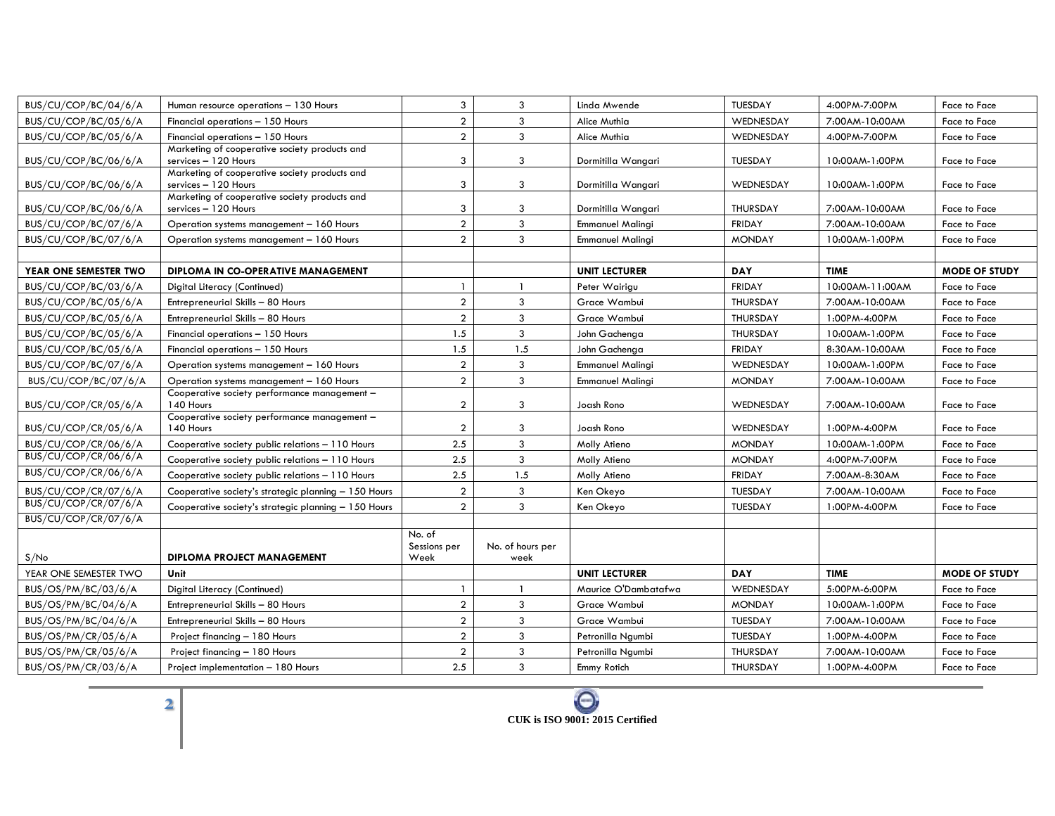| | | | | | | | |
|---|---|---|---|---|---|---|---|
| BUS/CU/COP/BC/04/6/A | Human resource operations – 130 Hours | 3 | 3 | Linda Mwende | TUESDAY | 4:00PM-7:00PM | Face to Face |
| BUS/CU/COP/BC/05/6/A | Financial operations – 150 Hours | 2 | 3 | Alice Muthia | WEDNESDAY | 7:00AM-10:00AM | Face to Face |
| BUS/CU/COP/BC/05/6/A | Financial operations – 150 Hours | 2 | 3 | Alice Muthia | WEDNESDAY | 4:00PM-7:00PM | Face to Face |
| BUS/CU/COP/BC/06/6/A | Marketing of cooperative society products and services – 120 Hours | 3 | 3 | Dormitilla Wangari | TUESDAY | 10:00AM-1:00PM | Face to Face |
| BUS/CU/COP/BC/06/6/A | Marketing of cooperative society products and services – 120 Hours | 3 | 3 | Dormitilla Wangari | WEDNESDAY | 10:00AM-1:00PM | Face to Face |
| BUS/CU/COP/BC/06/6/A | Marketing of cooperative society products and services – 120 Hours | 3 | 3 | Dormitilla Wangari | THURSDAY | 7:00AM-10:00AM | Face to Face |
| BUS/CU/COP/BC/07/6/A | Operation systems management – 160 Hours | 2 | 3 | Emmanuel Malingi | FRIDAY | 7:00AM-10:00AM | Face to Face |
| BUS/CU/COP/BC/07/6/A | Operation systems management – 160 Hours | 2 | 3 | Emmanuel Malingi | MONDAY | 10:00AM-1:00PM | Face to Face |
| | | | | | | | |
| **YEAR ONE SEMESTER TWO** | **DIPLOMA IN CO-OPERATIVE MANAGEMENT** | | | **UNIT LECTURER** | **DAY** | **TIME** | **MODE OF STUDY** |
| BUS/CU/COP/BC/03/6/A | Digital Literacy (Continued) | 1 | 1 | Peter Wairigu | FRIDAY | 10:00AM-11:00AM | Face to Face |
| BUS/CU/COP/BC/05/6/A | Entrepreneurial Skills – 80 Hours | 2 | 3 | Grace Wambui | THURSDAY | 7:00AM-10:00AM | Face to Face |
| BUS/CU/COP/BC/05/6/A | Entrepreneurial Skills – 80 Hours | 2 | 3 | Grace Wambui | THURSDAY | 1:00PM-4:00PM | Face to Face |
| BUS/CU/COP/BC/05/6/A | Financial operations – 150 Hours | 1.5 | 3 | John Gachenga | THURSDAY | 10:00AM-1:00PM | Face to Face |
| BUS/CU/COP/BC/05/6/A | Financial operations – 150 Hours | 1.5 | 1.5 | John Gachenga | FRIDAY | 8:30AM-10:00AM | Face to Face |
| BUS/CU/COP/BC/07/6/A | Operation systems management – 160 Hours | 2 | 3 | Emmanuel Malingi | WEDNESDAY | 10:00AM-1:00PM | Face to Face |
| BUS/CU/COP/BC/07/6/A | Operation systems management – 160 Hours | 2 | 3 | Emmanuel Malingi | MONDAY | 7:00AM-10:00AM | Face to Face |
| BUS/CU/COP/CR/05/6/A | Cooperative society performance management – 140 Hours | 2 | 3 | Joash Rono | WEDNESDAY | 7:00AM-10:00AM | Face to Face |
| BUS/CU/COP/CR/05/6/A | Cooperative society performance management – 140 Hours | 2 | 3 | Joash Rono | WEDNESDAY | 1:00PM-4:00PM | Face to Face |
| BUS/CU/COP/CR/06/6/A | Cooperative society public relations – 110 Hours | 2.5 | 3 | Molly Atieno | MONDAY | 10:00AM-1:00PM | Face to Face |
| BUS/CU/COP/CR/06/6/A | Cooperative society public relations – 110 Hours | 2.5 | 3 | Molly Atieno | MONDAY | 4:00PM-7:00PM | Face to Face |
| BUS/CU/COP/CR/06/6/A | Cooperative society public relations – 110 Hours | 2.5 | 1.5 | Molly Atieno | FRIDAY | 7:00AM-8:30AM | Face to Face |
| BUS/CU/COP/CR/07/6/A | Cooperative society's strategic planning – 150 Hours | 2 | 3 | Ken Okeyo | TUESDAY | 7:00AM-10:00AM | Face to Face |
| BUS/CU/COP/CR/07/6/A | Cooperative society's strategic planning – 150 Hours | 2 | 3 | Ken Okeyo | TUESDAY | 1:00PM-4:00PM | Face to Face |
| BUS/CU/COP/CR/07/6/A | | | | | | | |
| S/No | **DIPLOMA PROJECT MANAGEMENT** | No. of Sessions per Week | No. of hours per week | | | | |
| YEAR ONE SEMESTER TWO | Unit | | | **UNIT LECTURER** | **DAY** | **TIME** | **MODE OF STUDY** |
| BUS/OS/PM/BC/03/6/A | Digital Literacy (Continued) | 1 | 1 | Maurice O'Dambatafwa | WEDNESDAY | 5:00PM-6:00PM | Face to Face |
| BUS/OS/PM/BC/04/6/A | Entrepreneurial Skills – 80 Hours | 2 | 3 | Grace Wambui | MONDAY | 10:00AM-1:00PM | Face to Face |
| BUS/OS/PM/BC/04/6/A | Entrepreneurial Skills – 80 Hours | 2 | 3 | Grace Wambui | TUESDAY | 7:00AM-10:00AM | Face to Face |
| BUS/OS/PM/CR/05/6/A | Project financing – 180 Hours | 2 | 3 | Petronilla Ngumbi | TUESDAY | 1:00PM-4:00PM | Face to Face |
| BUS/OS/PM/CR/05/6/A | Project financing – 180 Hours | 2 | 3 | Petronilla Ngumbi | THURSDAY | 7:00AM-10:00AM | Face to Face |
| BUS/OS/PM/CR/03/6/A | Project implementation – 180 Hours | 2.5 | 3 | Emmy Rotich | THURSDAY | 1:00PM-4:00PM | Face to Face |

**CUK is ISO 9001: 2015 Certified**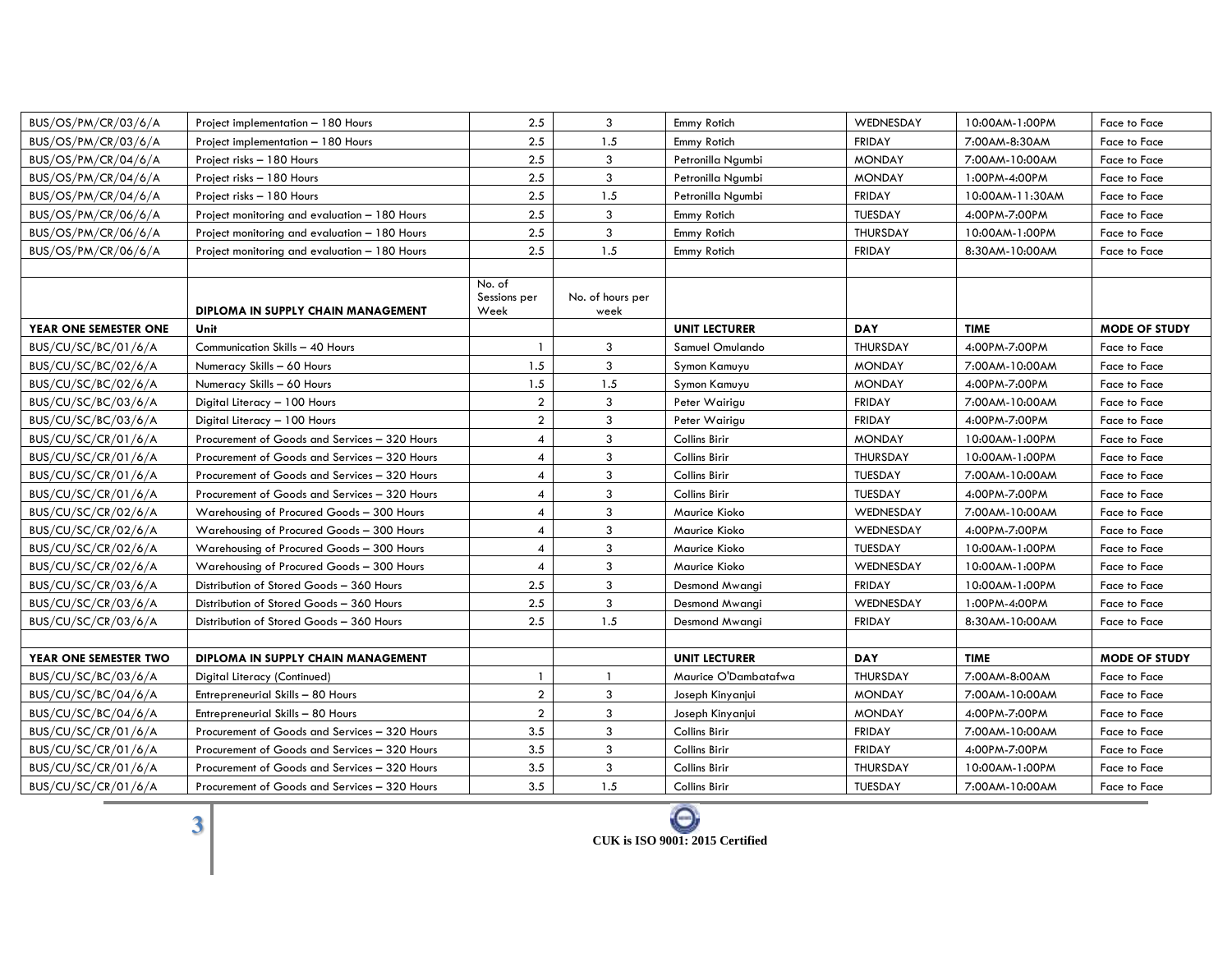| | | | | | | | |
|---|---|---|---|---|---|---|---|
| BUS/OS/PM/CR/03/6/A | Project implementation – 180 Hours | 2.5 | 3 | Emmy Rotich | WEDNESDAY | 10:00AM-1:00PM | Face to Face |
| BUS/OS/PM/CR/03/6/A | Project implementation – 180 Hours | 2.5 | 1.5 | Emmy Rotich | FRIDAY | 7:00AM-8:30AM | Face to Face |
| BUS/OS/PM/CR/04/6/A | Project risks – 180 Hours | 2.5 | 3 | Petronilla Ngumbi | MONDAY | 7:00AM-10:00AM | Face to Face |
| BUS/OS/PM/CR/04/6/A | Project risks – 180 Hours | 2.5 | 3 | Petronilla Ngumbi | MONDAY | 1:00PM-4:00PM | Face to Face |
| BUS/OS/PM/CR/04/6/A | Project risks – 180 Hours | 2.5 | 1.5 | Petronilla Ngumbi | FRIDAY | 10:00AM-11:30AM | Face to Face |
| BUS/OS/PM/CR/06/6/A | Project monitoring and evaluation – 180 Hours | 2.5 | 3 | Emmy Rotich | TUESDAY | 4:00PM-7:00PM | Face to Face |
| BUS/OS/PM/CR/06/6/A | Project monitoring and evaluation – 180 Hours | 2.5 | 3 | Emmy Rotich | THURSDAY | 10:00AM-1:00PM | Face to Face |
| BUS/OS/PM/CR/06/6/A | Project monitoring and evaluation – 180 Hours | 2.5 | 1.5 | Emmy Rotich | FRIDAY | 8:30AM-10:00AM | Face to Face |
| | | | | | | | |
| | **DIPLOMA IN SUPPLY CHAIN MANAGEMENT** | No. of Sessions per Week | No. of hours per week | | | | |
| **YEAR ONE SEMESTER ONE** | **Unit** | | | **UNIT LECTURER** | **DAY** | **TIME** | **MODE OF STUDY** |
| BUS/CU/SC/BC/01/6/A | Communication Skills – 40 Hours | 1 | 3 | Samuel Omulando | THURSDAY | 4:00PM-7:00PM | Face to Face |
| BUS/CU/SC/BC/02/6/A | Numeracy Skills – 60 Hours | 1.5 | 3 | Symon Kamuyu | MONDAY | 7:00AM-10:00AM | Face to Face |
| BUS/CU/SC/BC/02/6/A | Numeracy Skills – 60 Hours | 1.5 | 1.5 | Symon Kamuyu | MONDAY | 4:00PM-7:00PM | Face to Face |
| BUS/CU/SC/BC/03/6/A | Digital Literacy – 100 Hours | 2 | 3 | Peter Wairigu | FRIDAY | 7:00AM-10:00AM | Face to Face |
| BUS/CU/SC/BC/03/6/A | Digital Literacy – 100 Hours | 2 | 3 | Peter Wairigu | FRIDAY | 4:00PM-7:00PM | Face to Face |
| BUS/CU/SC/CR/01/6/A | Procurement of Goods and Services – 320 Hours | 4 | 3 | Collins Birir | MONDAY | 10:00AM-1:00PM | Face to Face |
| BUS/CU/SC/CR/01/6/A | Procurement of Goods and Services – 320 Hours | 4 | 3 | Collins Birir | THURSDAY | 10:00AM-1:00PM | Face to Face |
| BUS/CU/SC/CR/01/6/A | Procurement of Goods and Services – 320 Hours | 4 | 3 | Collins Birir | TUESDAY | 7:00AM-10:00AM | Face to Face |
| BUS/CU/SC/CR/01/6/A | Procurement of Goods and Services – 320 Hours | 4 | 3 | Collins Birir | TUESDAY | 4:00PM-7:00PM | Face to Face |
| BUS/CU/SC/CR/02/6/A | Warehousing of Procured Goods – 300 Hours | 4 | 3 | Maurice Kioko | WEDNESDAY | 7:00AM-10:00AM | Face to Face |
| BUS/CU/SC/CR/02/6/A | Warehousing of Procured Goods – 300 Hours | 4 | 3 | Maurice Kioko | WEDNESDAY | 4:00PM-7:00PM | Face to Face |
| BUS/CU/SC/CR/02/6/A | Warehousing of Procured Goods – 300 Hours | 4 | 3 | Maurice Kioko | TUESDAY | 10:00AM-1:00PM | Face to Face |
| BUS/CU/SC/CR/02/6/A | Warehousing of Procured Goods – 300 Hours | 4 | 3 | Maurice Kioko | WEDNESDAY | 10:00AM-1:00PM | Face to Face |
| BUS/CU/SC/CR/03/6/A | Distribution of Stored Goods – 360 Hours | 2.5 | 3 | Desmond Mwangi | FRIDAY | 10:00AM-1:00PM | Face to Face |
| BUS/CU/SC/CR/03/6/A | Distribution of Stored Goods – 360 Hours | 2.5 | 3 | Desmond Mwangi | WEDNESDAY | 1:00PM-4:00PM | Face to Face |
| BUS/CU/SC/CR/03/6/A | Distribution of Stored Goods – 360 Hours | 2.5 | 1.5 | Desmond Mwangi | FRIDAY | 8:30AM-10:00AM | Face to Face |
| | | | | | | | |
| **YEAR ONE SEMESTER TWO** | **DIPLOMA IN SUPPLY CHAIN MANAGEMENT** | | | **UNIT LECTURER** | **DAY** | **TIME** | **MODE OF STUDY** |
| BUS/CU/SC/BC/03/6/A | Digital Literacy (Continued) | 1 | 1 | Maurice O'Dambatafwa | THURSDAY | 7:00AM-8:00AM | Face to Face |
| BUS/CU/SC/BC/04/6/A | Entrepreneurial Skills – 80 Hours | 2 | 3 | Joseph Kinyanjui | MONDAY | 7:00AM-10:00AM | Face to Face |
| BUS/CU/SC/BC/04/6/A | Entrepreneurial Skills – 80 Hours | 2 | 3 | Joseph Kinyanjui | MONDAY | 4:00PM-7:00PM | Face to Face |
| BUS/CU/SC/CR/01/6/A | Procurement of Goods and Services – 320 Hours | 3.5 | 3 | Collins Birir | FRIDAY | 7:00AM-10:00AM | Face to Face |
| BUS/CU/SC/CR/01/6/A | Procurement of Goods and Services – 320 Hours | 3.5 | 3 | Collins Birir | FRIDAY | 4:00PM-7:00PM | Face to Face |
| BUS/CU/SC/CR/01/6/A | Procurement of Goods and Services – 320 Hours | 3.5 | 3 | Collins Birir | THURSDAY | 10:00AM-1:00PM | Face to Face |
| BUS/CU/SC/CR/01/6/A | Procurement of Goods and Services – 320 Hours | 3.5 | 1.5 | Collins Birir | TUESDAY | 7:00AM-10:00AM | Face to Face |

**CUK is ISO 9001: 2015 Certified**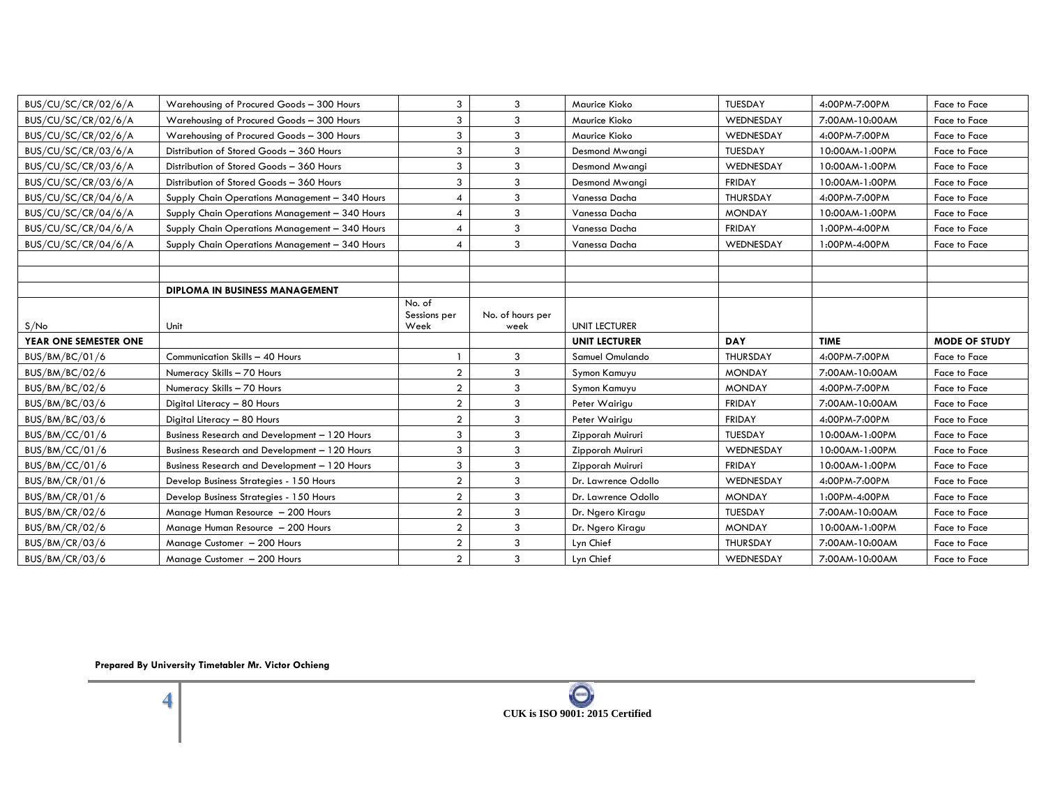| | | | | | | | |
|---|---|---|---|---|---|---|---|
| BUS/CU/SC/CR/02/6/A | Warehousing of Procured Goods – 300 Hours | 3 | 3 | Maurice Kioko | TUESDAY | 4:00PM-7:00PM | Face to Face |
| BUS/CU/SC/CR/02/6/A | Warehousing of Procured Goods – 300 Hours | 3 | 3 | Maurice Kioko | WEDNESDAY | 7:00AM-10:00AM | Face to Face |
| BUS/CU/SC/CR/02/6/A | Warehousing of Procured Goods – 300 Hours | 3 | 3 | Maurice Kioko | WEDNESDAY | 4:00PM-7:00PM | Face to Face |
| BUS/CU/SC/CR/03/6/A | Distribution of Stored Goods – 360 Hours | 3 | 3 | Desmond Mwangi | TUESDAY | 10:00AM-1:00PM | Face to Face |
| BUS/CU/SC/CR/03/6/A | Distribution of Stored Goods – 360 Hours | 3 | 3 | Desmond Mwangi | WEDNESDAY | 10:00AM-1:00PM | Face to Face |
| BUS/CU/SC/CR/03/6/A | Distribution of Stored Goods – 360 Hours | 3 | 3 | Desmond Mwangi | FRIDAY | 10:00AM-1:00PM | Face to Face |
| BUS/CU/SC/CR/04/6/A | Supply Chain Operations Management – 340 Hours | 4 | 3 | Vanessa Dacha | THURSDAY | 4:00PM-7:00PM | Face to Face |
| BUS/CU/SC/CR/04/6/A | Supply Chain Operations Management – 340 Hours | 4 | 3 | Vanessa Dacha | MONDAY | 10:00AM-1:00PM | Face to Face |
| BUS/CU/SC/CR/04/6/A | Supply Chain Operations Management – 340 Hours | 4 | 3 | Vanessa Dacha | FRIDAY | 1:00PM-4:00PM | Face to Face |
| BUS/CU/SC/CR/04/6/A | Supply Chain Operations Management – 340 Hours | 4 | 3 | Vanessa Dacha | WEDNESDAY | 1:00PM-4:00PM | Face to Face |
| | | | | | | | |
| | | | | | | | |
| | **DIPLOMA IN BUSINESS MANAGEMENT** | | | | | | |
| S/No | Unit | No. of Sessions per Week | No. of hours per week | UNIT LECTURER | | | |
| **YEAR ONE SEMESTER ONE** | | | | **UNIT LECTURER** | **DAY** | **TIME** | **MODE OF STUDY** |
| BUS/BM/BC/01/6 | Communication Skills – 40 Hours | 1 | 3 | Samuel Omulando | THURSDAY | 4:00PM-7:00PM | Face to Face |
| BUS/BM/BC/02/6 | Numeracy Skills – 70 Hours | 2 | 3 | Symon Kamuyu | MONDAY | 7:00AM-10:00AM | Face to Face |
| BUS/BM/BC/02/6 | Numeracy Skills – 70 Hours | 2 | 3 | Symon Kamuyu | MONDAY | 4:00PM-7:00PM | Face to Face |
| BUS/BM/BC/03/6 | Digital Literacy – 80 Hours | 2 | 3 | Peter Wairigu | FRIDAY | 7:00AM-10:00AM | Face to Face |
| BUS/BM/BC/03/6 | Digital Literacy – 80 Hours | 2 | 3 | Peter Wairigu | FRIDAY | 4:00PM-7:00PM | Face to Face |
| BUS/BM/CC/01/6 | Business Research and Development – 120 Hours | 3 | 3 | Zipporah Muiruri | TUESDAY | 10:00AM-1:00PM | Face to Face |
| BUS/BM/CC/01/6 | Business Research and Development – 120 Hours | 3 | 3 | Zipporah Muiruri | WEDNESDAY | 10:00AM-1:00PM | Face to Face |
| BUS/BM/CC/01/6 | Business Research and Development – 120 Hours | 3 | 3 | Zipporah Muiruri | FRIDAY | 10:00AM-1:00PM | Face to Face |
| BUS/BM/CR/01/6 | Develop Business Strategies - 150 Hours | 2 | 3 | Dr. Lawrence Odollo | WEDNESDAY | 4:00PM-7:00PM | Face to Face |
| BUS/BM/CR/01/6 | Develop Business Strategies - 150 Hours | 2 | 3 | Dr. Lawrence Odollo | MONDAY | 1:00PM-4:00PM | Face to Face |
| BUS/BM/CR/02/6 | Manage Human Resource – 200 Hours | 2 | 3 | Dr. Ngero Kiragu | TUESDAY | 7:00AM-10:00AM | Face to Face |
| BUS/BM/CR/02/6 | Manage Human Resource – 200 Hours | 2 | 3 | Dr. Ngero Kiragu | MONDAY | 10:00AM-1:00PM | Face to Face |
| BUS/BM/CR/03/6 | Manage Customer – 200 Hours | 2 | 3 | Lyn Chief | THURSDAY | 7:00AM-10:00AM | Face to Face |
| BUS/BM/CR/03/6 | Manage Customer – 200 Hours | 2 | 3 | Lyn Chief | WEDNESDAY | 7:00AM-10:00AM | Face to Face |

**Prepared By University Timetabler Mr. Victor Ochieng**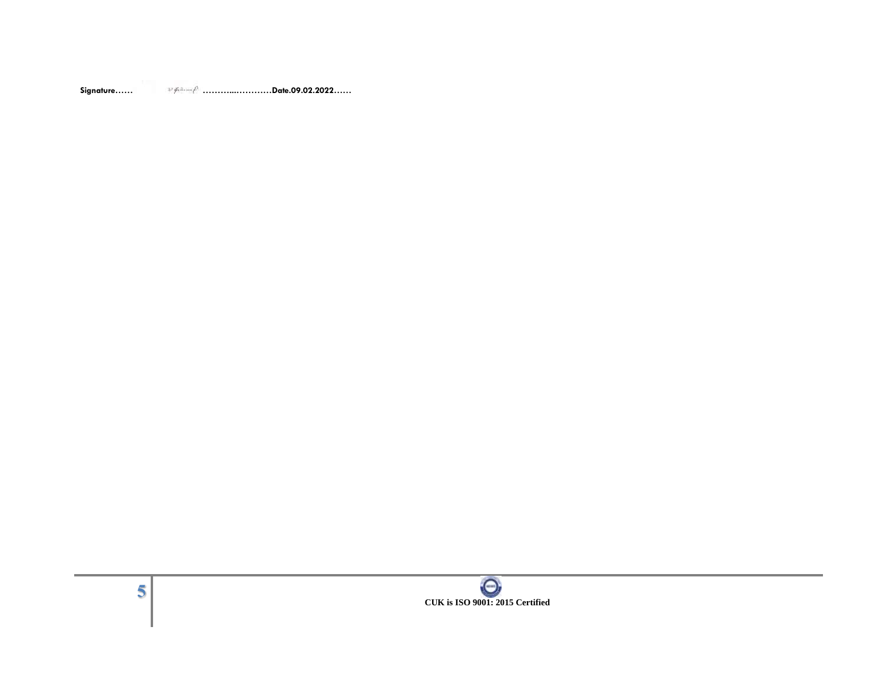**Signature…… ………...…………Date.09.02.2022……**